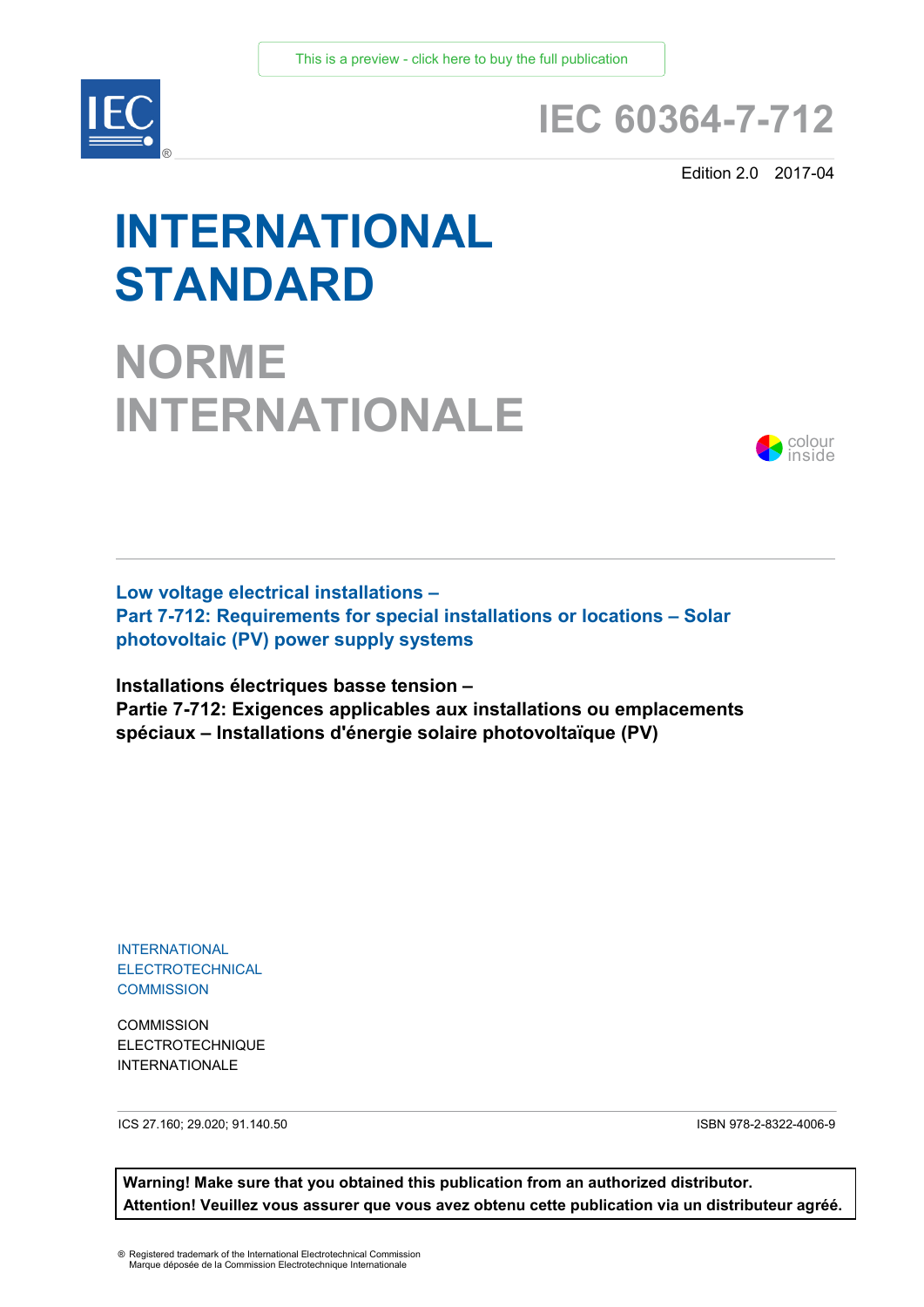This is a preview - click here to buy the full publication

# IEC 60364-7-712

Edition 2.0 2017-04

# INTERNATIONAL STANDARD

# NORME INTERNATIONALE

colour inside

**Low voltage electrical installations –**
**Part 7-712: Requirements for special installations or locations – Solar photovoltaic (PV) power supply systems**

**Installations électriques basse tension –**
**Partie 7-712: Exigences applicables aux installations ou emplacements spéciaux – Installations d'énergie solaire photovoltaïque (PV)**

INTERNATIONAL ELECTROTECHNICAL COMMISSION

COMMISSION ELECTROTECHNIQUE INTERNATIONALE

ICS 27.160; 29.020; 91.140.50

ISBN 978-2-8322-4006-9

**Warning! Make sure that you obtained this publication from an authorized distributor.**
**Attention! Veuillez vous assurer que vous avez obtenu cette publication via un distributeur agréé.**

® Registered trademark of the International Electrotechnical Commission
Marque déposée de la Commission Electrotechnique Internationale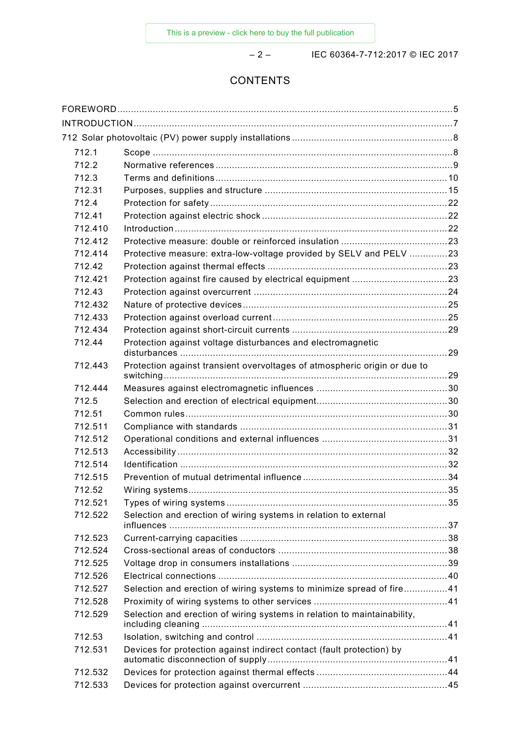# CONTENTS

| | | |
|---|---|---|
| FOREWORD | | 5 |
| INTRODUCTION | | 7 |
| 712 Solar photovoltaic (PV) power supply installations | | 8 |
| 712.1 | Scope | 8 |
| 712.2 | Normative references | 9 |
| 712.3 | Terms and definitions | 10 |
| 712.31 | Purposes, supplies and structure | 15 |
| 712.4 | Protection for safety | 22 |
| 712.41 | Protection against electric shock | 22 |
| 712.410 | Introduction | 22 |
| 712.412 | Protective measure: double or reinforced insulation | 23 |
| 712.414 | Protective measure: extra-low-voltage provided by SELV and PELV | 23 |
| 712.42 | Protection against thermal effects | 23 |
| 712.421 | Protection against fire caused by electrical equipment | 23 |
| 712.43 | Protection against overcurrent | 24 |
| 712.432 | Nature of protective devices | 25 |
| 712.433 | Protection against overload current | 25 |
| 712.434 | Protection against short-circuit currents | 29 |
| 712.44 | Protection against voltage disturbances and electromagnetic disturbances | 29 |
| 712.443 | Protection against transient overvoltages of atmospheric origin or due to switching | 29 |
| 712.444 | Measures against electromagnetic influences | 30 |
| 712.5 | Selection and erection of electrical equipment | 30 |
| 712.51 | Common rules | 30 |
| 712.511 | Compliance with standards | 31 |
| 712.512 | Operational conditions and external influences | 31 |
| 712.513 | Accessibility | 32 |
| 712.514 | Identification | 32 |
| 712.515 | Prevention of mutual detrimental influence | 34 |
| 712.52 | Wiring systems | 35 |
| 712.521 | Types of wiring systems | 35 |
| 712.522 | Selection and erection of wiring systems in relation to external influences | 37 |
| 712.523 | Current-carrying capacities | 38 |
| 712.524 | Cross-sectional areas of conductors | 38 |
| 712.525 | Voltage drop in consumers installations | 39 |
| 712.526 | Electrical connections | 40 |
| 712.527 | Selection and erection of wiring systems to minimize spread of fire | 41 |
| 712.528 | Proximity of wiring systems to other services | 41 |
| 712.529 | Selection and erection of wiring systems in relation to maintainability, including cleaning | 41 |
| 712.53 | Isolation, switching and control | 41 |
| 712.531 | Devices for protection against indirect contact (fault protection) by automatic disconnection of supply | 41 |
| 712.532 | Devices for protection against thermal effects | 44 |
| 712.533 | Devices for protection against overcurrent | 45 |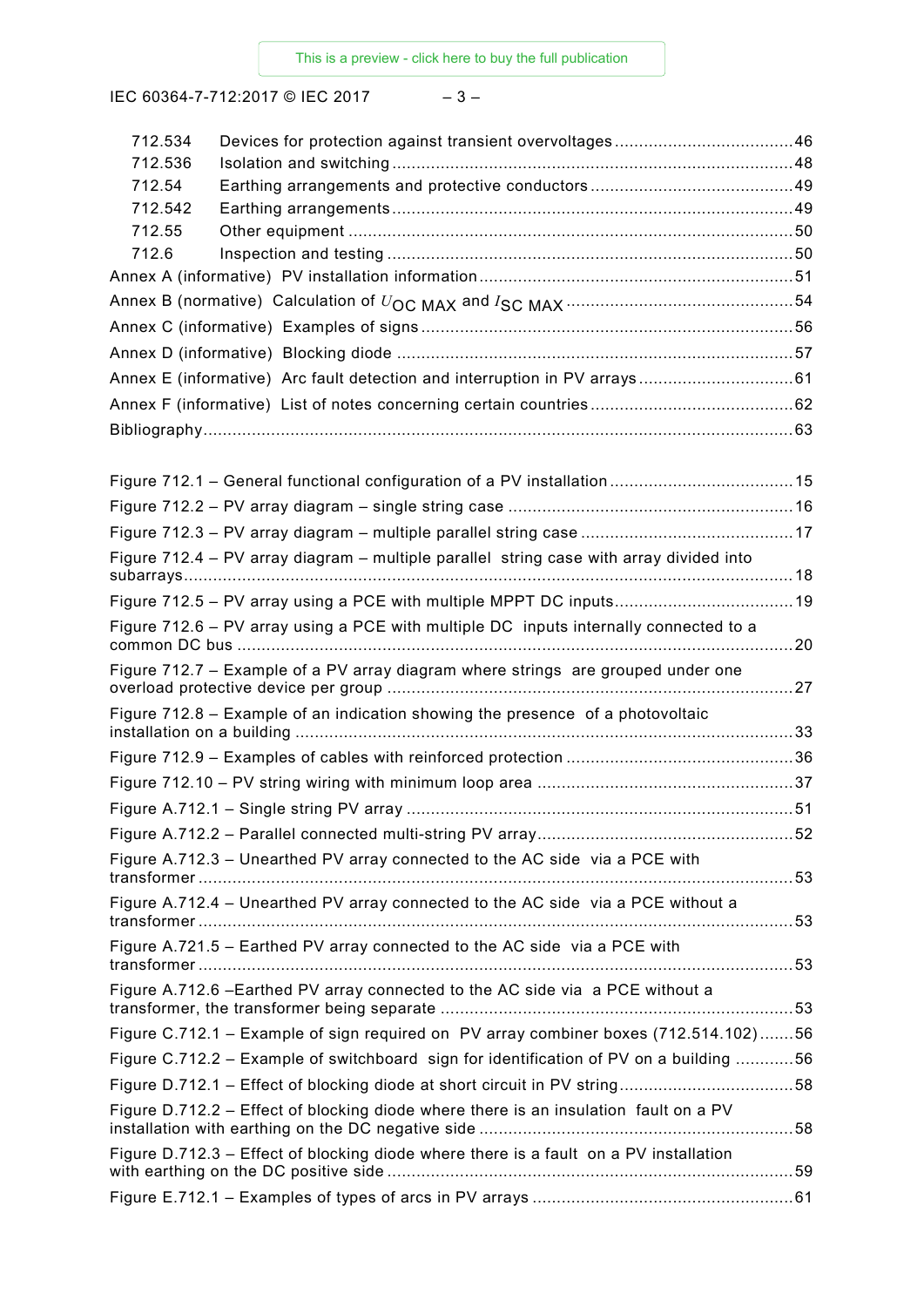712.534 Devices for protection against transient overvoltages ..................................... 46
712.536 Isolation and switching ................................................................................... 48
712.54 Earthing arrangements and protective conductors .......................................... 49
712.542 Earthing arrangements ................................................................................... 49
712.55 Other equipment ............................................................................................ 50
712.6 Inspection and testing .................................................................................... 50
Annex A (informative) PV installation information ................................................................. 51
Annex B (normative) Calculation of $U_{OC\ MAX}$ and $I_{SC\ MAX}$ ............................................... 54
Annex C (informative) Examples of signs ............................................................................ 56
Annex D (informative) Blocking diode ................................................................................. 57
Annex E (informative) Arc fault detection and interruption in PV arrays ................................ 61
Annex F (informative) List of notes concerning certain countries .......................................... 62
Bibliography ......................................................................................................................... 63

Figure 712.1 – General functional configuration of a PV installation ...................................... 15
Figure 712.2 – PV array diagram – single string case ........................................................... 16
Figure 712.3 – PV array diagram – multiple parallel string case ............................................ 17
Figure 712.4 – PV array diagram – multiple parallel string case with array divided into subarrays ............................................................................................................................. 18
Figure 712.5 – PV array using a PCE with multiple MPPT DC inputs ..................................... 19
Figure 712.6 – PV array using a PCE with multiple DC inputs internally connected to a common DC bus .................................................................................................................. 20
Figure 712.7 – Example of a PV array diagram where strings are grouped under one overload protective device per group .................................................................................... 27
Figure 712.8 – Example of an indication showing the presence of a photovoltaic installation on a building ....................................................................................................... 33
Figure 712.9 – Examples of cables with reinforced protection ............................................... 36
Figure 712.10 – PV string wiring with minimum loop area ..................................................... 37
Figure A.712.1 – Single string PV array ................................................................................ 51
Figure A.712.2 – Parallel connected multi-string PV array ..................................................... 52
Figure A.712.3 – Unearthed PV array connected to the AC side via a PCE with transformer ........................................................................................................................... 53
Figure A.712.4 – Unearthed PV array connected to the AC side via a PCE without a transformer ........................................................................................................................... 53
Figure A.721.5 – Earthed PV array connected to the AC side via a PCE with transformer ........................................................................................................................... 53
Figure A.712.6 –Earthed PV array connected to the AC side via a PCE without a transformer, the transformer being separate ......................................................................... 53
Figure C.712.1 – Example of sign required on PV array combiner boxes (712.514.102) ....... 56
Figure C.712.2 – Example of switchboard sign for identification of PV on a building ............ 56
Figure D.712.1 – Effect of blocking diode at short circuit in PV string .................................... 58
Figure D.712.2 – Effect of blocking diode where there is an insulation fault on a PV installation with earthing on the DC negative side ................................................................. 58
Figure D.712.3 – Effect of blocking diode where there is a fault on a PV installation with earthing on the DC positive side .................................................................................... 59
Figure E.712.1 – Examples of types of arcs in PV arrays ...................................................... 61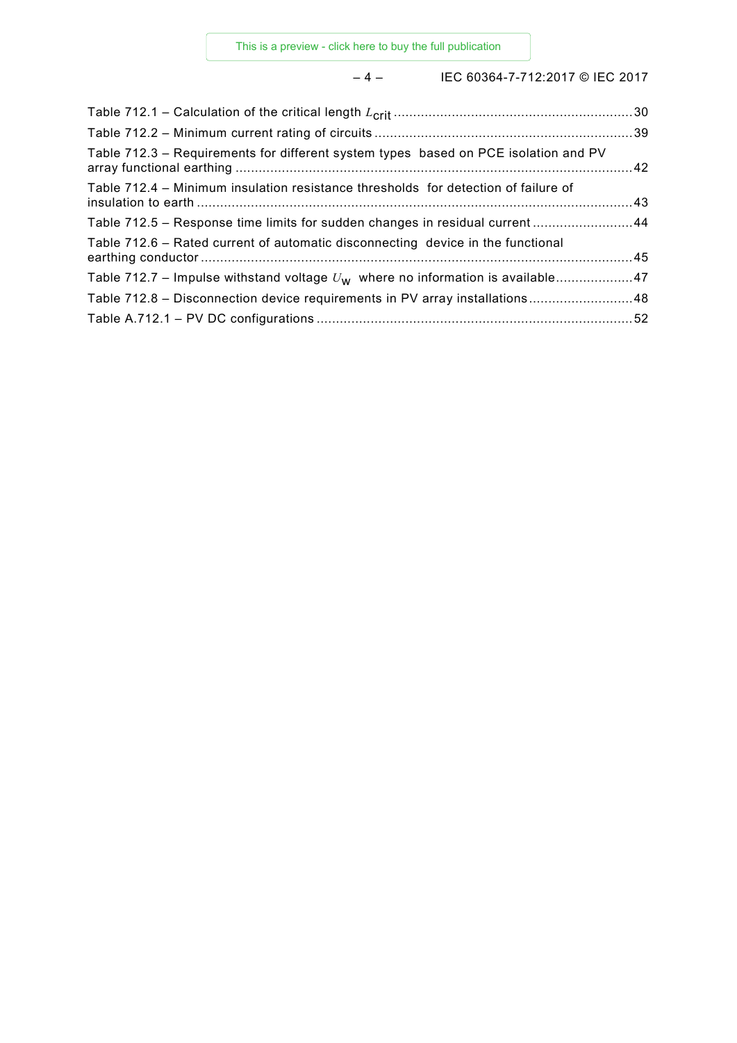Table 712.1 – Calculation of the critical length $L_{crit}$ .......... 30

Table 712.2 – Minimum current rating of circuits .......... 39

Table 712.3 – Requirements for different system types based on PCE isolation and PV array functional earthing .......... 42

Table 712.4 – Minimum insulation resistance thresholds for detection of failure of insulation to earth .......... 43

Table 712.5 – Response time limits for sudden changes in residual current .......... 44

Table 712.6 – Rated current of automatic disconnecting device in the functional earthing conductor .......... 45

Table 712.7 – Impulse withstand voltage $U_W$ where no information is available .......... 47

Table 712.8 – Disconnection device requirements in PV array installations .......... 48

Table A.712.1 – PV DC configurations .......... 52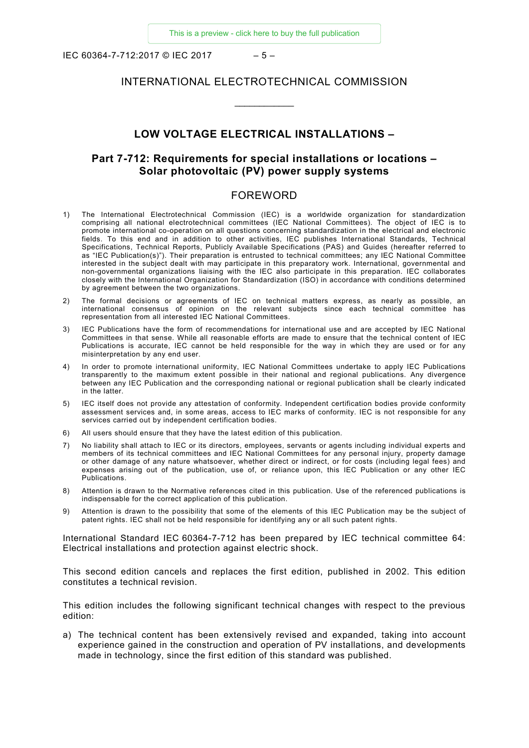# INTERNATIONAL ELECTROTECHNICAL COMMISSION

___________

## LOW VOLTAGE ELECTRICAL INSTALLATIONS –

## Part 7-712: Requirements for special installations or locations – Solar photovoltaic (PV) power supply systems

## FOREWORD

1) The International Electrotechnical Commission (IEC) is a worldwide organization for standardization comprising all national electrotechnical committees (IEC National Committees). The object of IEC is to promote international co-operation on all questions concerning standardization in the electrical and electronic fields. To this end and in addition to other activities, IEC publishes International Standards, Technical Specifications, Technical Reports, Publicly Available Specifications (PAS) and Guides (hereafter referred to as "IEC Publication(s)"). Their preparation is entrusted to technical committees; any IEC National Committee interested in the subject dealt with may participate in this preparatory work. International, governmental and non-governmental organizations liaising with the IEC also participate in this preparation. IEC collaborates closely with the International Organization for Standardization (ISO) in accordance with conditions determined by agreement between the two organizations.
2) The formal decisions or agreements of IEC on technical matters express, as nearly as possible, an international consensus of opinion on the relevant subjects since each technical committee has representation from all interested IEC National Committees.
3) IEC Publications have the form of recommendations for international use and are accepted by IEC National Committees in that sense. While all reasonable efforts are made to ensure that the technical content of IEC Publications is accurate, IEC cannot be held responsible for the way in which they are used or for any misinterpretation by any end user.
4) In order to promote international uniformity, IEC National Committees undertake to apply IEC Publications transparently to the maximum extent possible in their national and regional publications. Any divergence between any IEC Publication and the corresponding national or regional publication shall be clearly indicated in the latter.
5) IEC itself does not provide any attestation of conformity. Independent certification bodies provide conformity assessment services and, in some areas, access to IEC marks of conformity. IEC is not responsible for any services carried out by independent certification bodies.
6) All users should ensure that they have the latest edition of this publication.
7) No liability shall attach to IEC or its directors, employees, servants or agents including individual experts and members of its technical committees and IEC National Committees for any personal injury, property damage or other damage of any nature whatsoever, whether direct or indirect, or for costs (including legal fees) and expenses arising out of the publication, use of, or reliance upon, this IEC Publication or any other IEC Publications.
8) Attention is drawn to the Normative references cited in this publication. Use of the referenced publications is indispensable for the correct application of this publication.
9) Attention is drawn to the possibility that some of the elements of this IEC Publication may be the subject of patent rights. IEC shall not be held responsible for identifying any or all such patent rights.

International Standard IEC 60364-7-712 has been prepared by IEC technical committee 64: Electrical installations and protection against electric shock.

This second edition cancels and replaces the first edition, published in 2002. This edition constitutes a technical revision.

This edition includes the following significant technical changes with respect to the previous edition:

a) The technical content has been extensively revised and expanded, taking into account experience gained in the construction and operation of PV installations, and developments made in technology, since the first edition of this standard was published.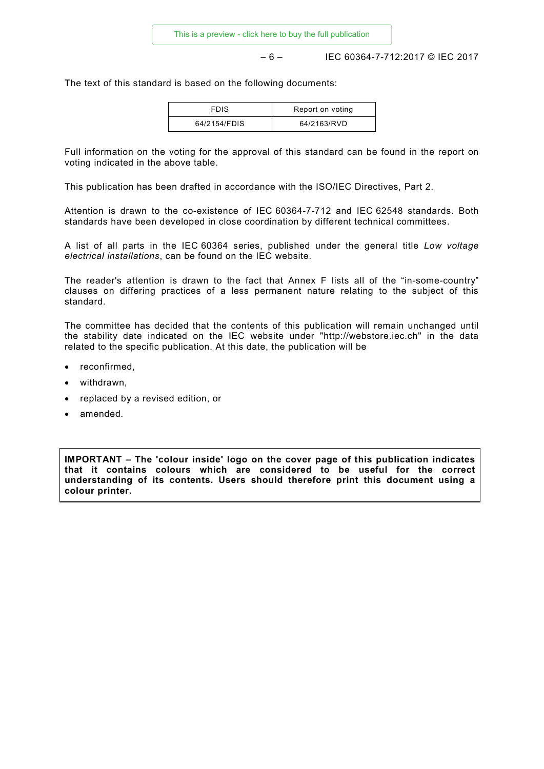The text of this standard is based on the following documents:

| FDIS | Report on voting |
| --- | --- |
| 64/2154/FDIS | 64/2163/RVD |

Full information on the voting for the approval of this standard can be found in the report on voting indicated in the above table.

This publication has been drafted in accordance with the ISO/IEC Directives, Part 2.

Attention is drawn to the co-existence of IEC 60364-7-712 and IEC 62548 standards. Both standards have been developed in close coordination by different technical committees.

A list of all parts in the IEC 60364 series, published under the general title *Low voltage electrical installations*, can be found on the IEC website.

The reader's attention is drawn to the fact that Annex F lists all of the "in-some-country" clauses on differing practices of a less permanent nature relating to the subject of this standard.

The committee has decided that the contents of this publication will remain unchanged until the stability date indicated on the IEC website under "http://webstore.iec.ch" in the data related to the specific publication. At this date, the publication will be

- reconfirmed,
- withdrawn,
- replaced by a revised edition, or
- amended.

**IMPORTANT – The 'colour inside' logo on the cover page of this publication indicates that it contains colours which are considered to be useful for the correct understanding of its contents. Users should therefore print this document using a colour printer.**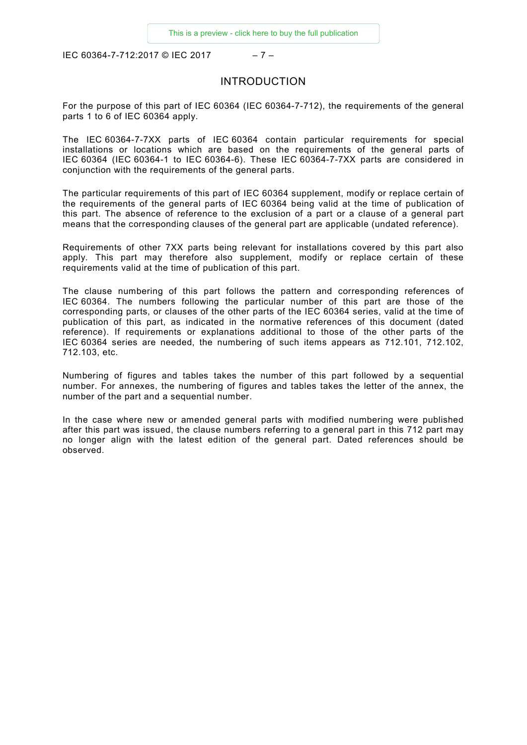# INTRODUCTION

For the purpose of this part of IEC 60364 (IEC 60364-7-712), the requirements of the general parts 1 to 6 of IEC 60364 apply.

The IEC 60364-7-7XX parts of IEC 60364 contain particular requirements for special installations or locations which are based on the requirements of the general parts of IEC 60364 (IEC 60364-1 to IEC 60364-6). These IEC 60364-7-7XX parts are considered in conjunction with the requirements of the general parts.

The particular requirements of this part of IEC 60364 supplement, modify or replace certain of the requirements of the general parts of IEC 60364 being valid at the time of publication of this part. The absence of reference to the exclusion of a part or a clause of a general part means that the corresponding clauses of the general part are applicable (undated reference).

Requirements of other 7XX parts being relevant for installations covered by this part also apply. This part may therefore also supplement, modify or replace certain of these requirements valid at the time of publication of this part.

The clause numbering of this part follows the pattern and corresponding references of IEC 60364. The numbers following the particular number of this part are those of the corresponding parts, or clauses of the other parts of the IEC 60364 series, valid at the time of publication of this part, as indicated in the normative references of this document (dated reference). If requirements or explanations additional to those of the other parts of the IEC 60364 series are needed, the numbering of such items appears as 712.101, 712.102, 712.103, etc.

Numbering of figures and tables takes the number of this part followed by a sequential number. For annexes, the numbering of figures and tables takes the letter of the annex, the number of the part and a sequential number.

In the case where new or amended general parts with modified numbering were published after this part was issued, the clause numbers referring to a general part in this 712 part may no longer align with the latest edition of the general part. Dated references should be observed.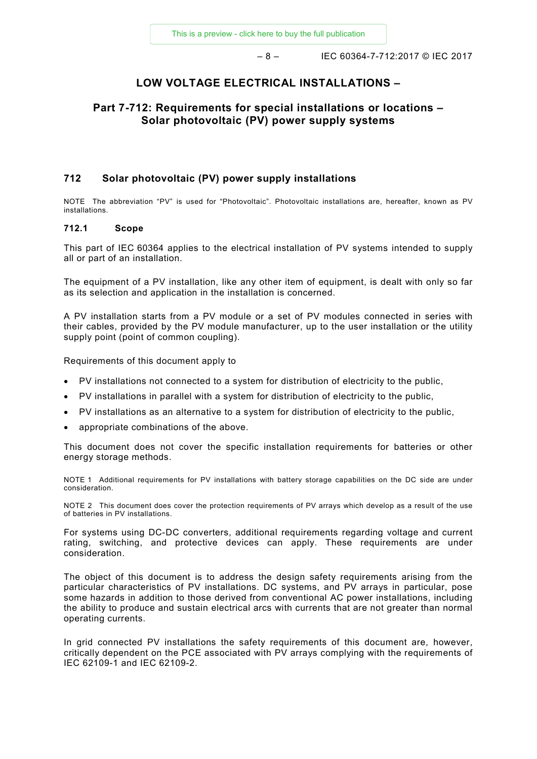# LOW VOLTAGE ELECTRICAL INSTALLATIONS –

## Part 7-712: Requirements for special installations or locations – Solar photovoltaic (PV) power supply systems

### 712 Solar photovoltaic (PV) power supply installations

NOTE The abbreviation "PV" is used for "Photovoltaic". Photovoltaic installations are, hereafter, known as PV installations.

#### 712.1 Scope

This part of IEC 60364 applies to the electrical installation of PV systems intended to supply all or part of an installation.

The equipment of a PV installation, like any other item of equipment, is dealt with only so far as its selection and application in the installation is concerned.

A PV installation starts from a PV module or a set of PV modules connected in series with their cables, provided by the PV module manufacturer, up to the user installation or the utility supply point (point of common coupling).

Requirements of this document apply to

- PV installations not connected to a system for distribution of electricity to the public,
- PV installations in parallel with a system for distribution of electricity to the public,
- PV installations as an alternative to a system for distribution of electricity to the public,
- appropriate combinations of the above.

This document does not cover the specific installation requirements for batteries or other energy storage methods.

NOTE 1 Additional requirements for PV installations with battery storage capabilities on the DC side are under consideration.

NOTE 2 This document does cover the protection requirements of PV arrays which develop as a result of the use of batteries in PV installations.

For systems using DC-DC converters, additional requirements regarding voltage and current rating, switching, and protective devices can apply. These requirements are under consideration.

The object of this document is to address the design safety requirements arising from the particular characteristics of PV installations. DC systems, and PV arrays in particular, pose some hazards in addition to those derived from conventional AC power installations, including the ability to produce and sustain electrical arcs with currents that are not greater than normal operating currents.

In grid connected PV installations the safety requirements of this document are, however, critically dependent on the PCE associated with PV arrays complying with the requirements of IEC 62109-1 and IEC 62109-2.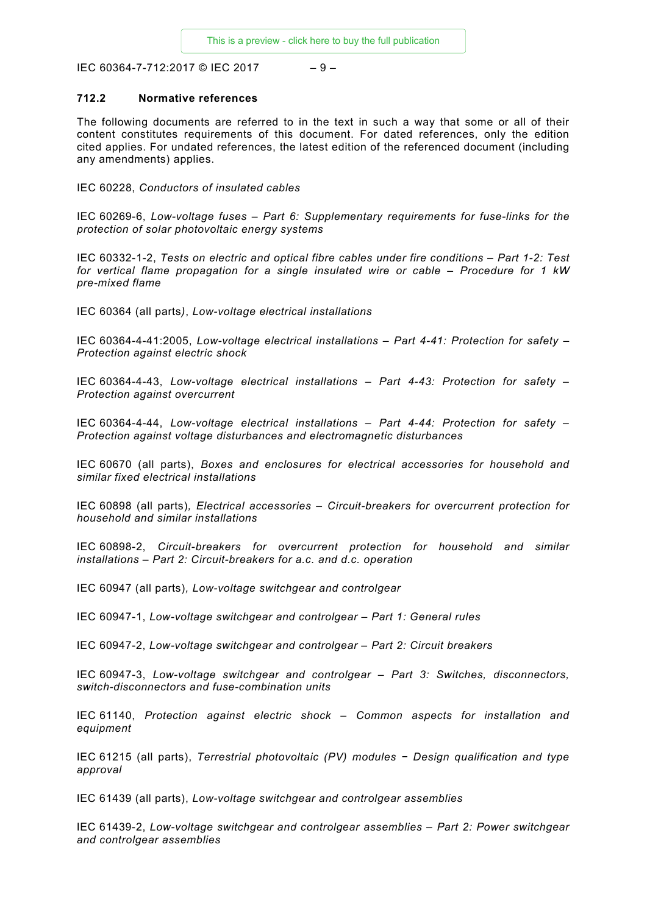## 712.2 Normative references

The following documents are referred to in the text in such a way that some or all of their content constitutes requirements of this document. For dated references, only the edition cited applies. For undated references, the latest edition of the referenced document (including any amendments) applies.

IEC 60228, *Conductors of insulated cables*

IEC 60269-6, *Low-voltage fuses – Part 6: Supplementary requirements for fuse-links for the protection of solar photovoltaic energy systems*

IEC 60332-1-2, *Tests on electric and optical fibre cables under fire conditions – Part 1-2: Test for vertical flame propagation for a single insulated wire or cable – Procedure for 1 kW pre-mixed flame*

IEC 60364 (all parts), *Low-voltage electrical installations*

IEC 60364-4-41:2005, *Low-voltage electrical installations – Part 4-41: Protection for safety – Protection against electric shock*

IEC 60364-4-43, *Low-voltage electrical installations – Part 4-43: Protection for safety – Protection against overcurrent*

IEC 60364-4-44, *Low-voltage electrical installations – Part 4-44: Protection for safety – Protection against voltage disturbances and electromagnetic disturbances*

IEC 60670 (all parts), *Boxes and enclosures for electrical accessories for household and similar fixed electrical installations*

IEC 60898 (all parts), *Electrical accessories – Circuit-breakers for overcurrent protection for household and similar installations*

IEC 60898-2, *Circuit-breakers for overcurrent protection for household and similar installations – Part 2: Circuit-breakers for a.c. and d.c. operation*

IEC 60947 (all parts), *Low-voltage switchgear and controlgear*

IEC 60947-1, *Low-voltage switchgear and controlgear – Part 1: General rules*

IEC 60947-2, *Low-voltage switchgear and controlgear – Part 2: Circuit breakers*

IEC 60947-3, *Low-voltage switchgear and controlgear – Part 3: Switches, disconnectors, switch-disconnectors and fuse-combination units*

IEC 61140, *Protection against electric shock – Common aspects for installation and equipment*

IEC 61215 (all parts), *Terrestrial photovoltaic (PV) modules − Design qualification and type approval*

IEC 61439 (all parts), *Low-voltage switchgear and controlgear assemblies*

IEC 61439-2, *Low-voltage switchgear and controlgear assemblies – Part 2: Power switchgear and controlgear assemblies*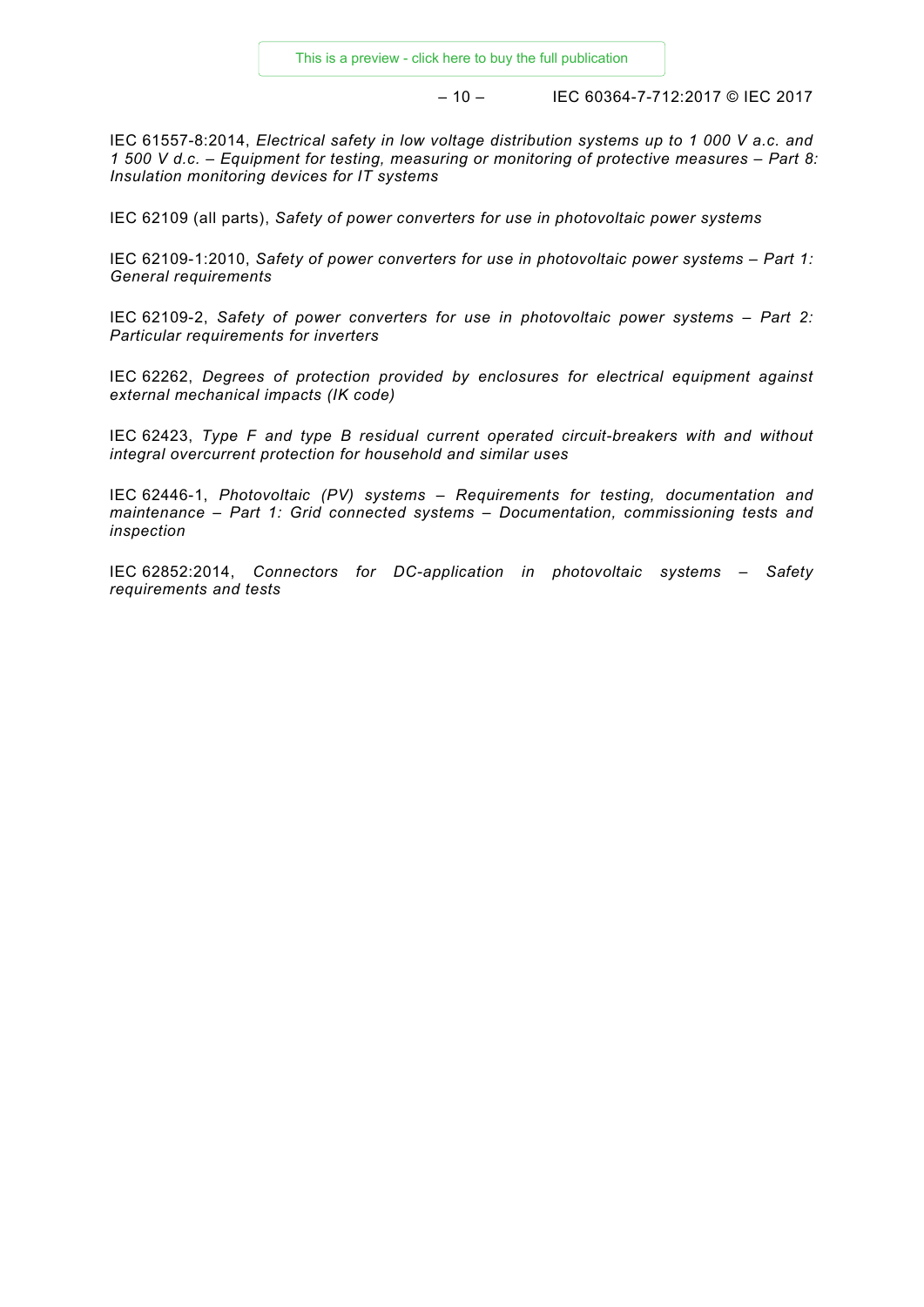IEC 61557-8:2014, *Electrical safety in low voltage distribution systems up to 1 000 V a.c. and 1 500 V d.c. – Equipment for testing, measuring or monitoring of protective measures – Part 8: Insulation monitoring devices for IT systems*

IEC 62109 (all parts), *Safety of power converters for use in photovoltaic power systems*

IEC 62109-1:2010, *Safety of power converters for use in photovoltaic power systems – Part 1: General requirements*

IEC 62109-2, *Safety of power converters for use in photovoltaic power systems – Part 2: Particular requirements for inverters*

IEC 62262, *Degrees of protection provided by enclosures for electrical equipment against external mechanical impacts (IK code)*

IEC 62423, *Type F and type B residual current operated circuit-breakers with and without integral overcurrent protection for household and similar uses*

IEC 62446-1, *Photovoltaic (PV) systems – Requirements for testing, documentation and maintenance – Part 1: Grid connected systems – Documentation, commissioning tests and inspection*

IEC 62852:2014, *Connectors for DC-application in photovoltaic systems – Safety requirements and tests*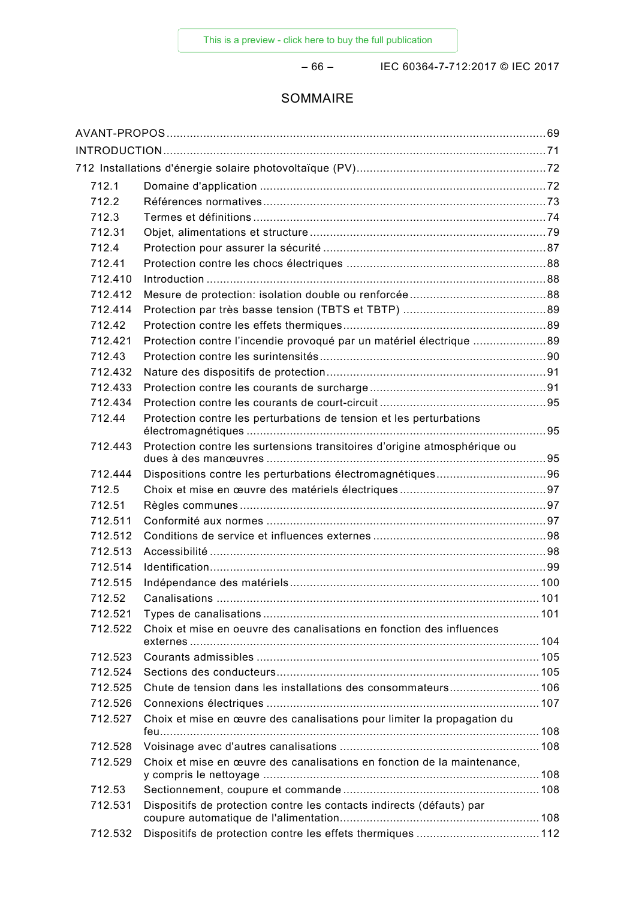# SOMMAIRE

AVANT-PROPOS .......... 69
INTRODUCTION .......... 71
712 Installations d'énergie solaire photovoltaïque (PV) .......... 72

- 712.1 Domaine d'application .......... 72
- 712.2 Références normatives .......... 73
- 712.3 Termes et définitions .......... 74
- 712.31 Objet, alimentations et structure .......... 79
- 712.4 Protection pour assurer la sécurité .......... 87
- 712.41 Protection contre les chocs électriques .......... 88
- 712.410 Introduction .......... 88
- 712.412 Mesure de protection: isolation double ou renforcée .......... 88
- 712.414 Protection par très basse tension (TBTS et TBTP) .......... 89
- 712.42 Protection contre les effets thermiques .......... 89
- 712.421 Protection contre l'incendie provoqué par un matériel électrique .......... 89
- 712.43 Protection contre les surintensités .......... 90
- 712.432 Nature des dispositifs de protection .......... 91
- 712.433 Protection contre les courants de surcharge .......... 91
- 712.434 Protection contre les courants de court-circuit .......... 95
- 712.44 Protection contre les perturbations de tension et les perturbations électromagnétiques .......... 95
- 712.443 Protection contre les surtensions transitoires d'origine atmosphérique ou dues à des manœuvres .......... 95
- 712.444 Dispositions contre les perturbations électromagnétiques .......... 96
- 712.5 Choix et mise en œuvre des matériels électriques .......... 97
- 712.51 Règles communes .......... 97
- 712.511 Conformité aux normes .......... 97
- 712.512 Conditions de service et influences externes .......... 98
- 712.513 Accessibilité .......... 98
- 712.514 Identification .......... 99
- 712.515 Indépendance des matériels .......... 100
- 712.52 Canalisations .......... 101
- 712.521 Types de canalisations .......... 101
- 712.522 Choix et mise en oeuvre des canalisations en fonction des influences externes .......... 104
- 712.523 Courants admissibles .......... 105
- 712.524 Sections des conducteurs .......... 105
- 712.525 Chute de tension dans les installations des consommateurs .......... 106
- 712.526 Connexions électriques .......... 107
- 712.527 Choix et mise en œuvre des canalisations pour limiter la propagation du feu .......... 108
- 712.528 Voisinage avec d'autres canalisations .......... 108
- 712.529 Choix et mise en œuvre des canalisations en fonction de la maintenance, y compris le nettoyage .......... 108
- 712.53 Sectionnement, coupure et commande .......... 108
- 712.531 Dispositifs de protection contre les contacts indirects (défauts) par coupure automatique de l'alimentation .......... 108
- 712.532 Dispositifs de protection contre les effets thermiques .......... 112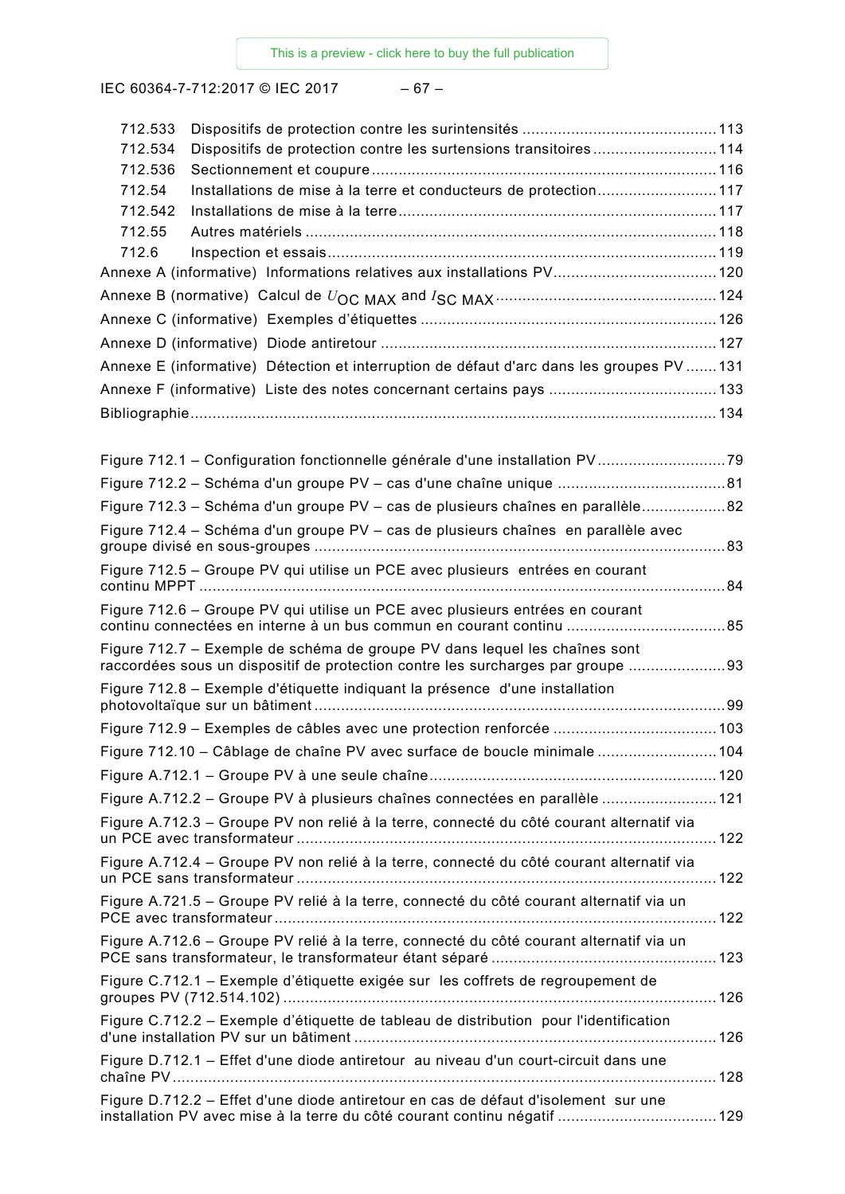712.533 Dispositifs de protection contre les surintensités ............................................ 113
712.534 Dispositifs de protection contre les surtensions transitoires ............................ 114
712.536 Sectionnement et coupure .............................................................................. 116
712.54 Installations de mise à la terre et conducteurs de protection ........................... 117
712.542 Installations de mise à la terre ........................................................................ 117
712.55 Autres matériels ............................................................................................. 118
712.6 Inspection et essais ........................................................................................ 119

Annexe A (informative) Informations relatives aux installations PV ..................................... 120
Annexe B (normative) Calcul de $U_{OC\ MAX}$ and $I_{SC\ MAX}$ ................................................. 124
Annexe C (informative) Exemples d'étiquettes ................................................................... 126
Annexe D (informative) Diode antiretour ............................................................................ 127
Annexe E (informative) Détection et interruption de défaut d'arc dans les groupes PV ....... 131
Annexe F (informative) Liste des notes concernant certains pays ...................................... 133
Bibliographie ....................................................................................................................... 134

Figure 712.1 – Configuration fonctionnelle générale d'une installation PV ............................. 79
Figure 712.2 – Schéma d'un groupe PV – cas d'une chaîne unique ...................................... 81
Figure 712.3 – Schéma d'un groupe PV – cas de plusieurs chaînes en parallèle ................... 82
Figure 712.4 – Schéma d'un groupe PV – cas de plusieurs chaînes en parallèle avec groupe divisé en sous-groupes ............................................................................................. 83
Figure 712.5 – Groupe PV qui utilise un PCE avec plusieurs entrées en courant continu MPPT ........................................................................................................................ 84
Figure 712.6 – Groupe PV qui utilise un PCE avec plusieurs entrées en courant continu connectées en interne à un bus commun en courant continu .................................... 85
Figure 712.7 – Exemple de schéma de groupe PV dans lequel les chaînes sont raccordées sous un dispositif de protection contre les surcharges par groupe ...................... 93
Figure 712.8 – Exemple d'étiquette indiquant la présence d'une installation photovoltaïque sur un bâtiment ............................................................................................. 99
Figure 712.9 – Exemples de câbles avec une protection renforcée ..................................... 103
Figure 712.10 – Câblage de chaîne PV avec surface de boucle minimale ........................... 104
Figure A.712.1 – Groupe PV à une seule chaîne ................................................................. 120
Figure A.712.2 – Groupe PV à plusieurs chaînes connectées en parallèle .......................... 121
Figure A.712.3 – Groupe PV non relié à la terre, connecté du côté courant alternatif via un PCE avec transformateur ............................................................................................... 122
Figure A.712.4 – Groupe PV non relié à la terre, connecté du côté courant alternatif via un PCE sans transformateur ............................................................................................... 122
Figure A.721.5 – Groupe PV relié à la terre, connecté du côté courant alternatif via un PCE avec transformateur .................................................................................................... 122
Figure A.712.6 – Groupe PV relié à la terre, connecté du côté courant alternatif via un PCE sans transformateur, le transformateur étant séparé ................................................... 123
Figure C.712.1 – Exemple d'étiquette exigée sur les coffrets de regroupement de groupes PV (712.514.102) .................................................................................................. 126
Figure C.712.2 – Exemple d'étiquette de tableau de distribution pour l'identification d'une installation PV sur un bâtiment .................................................................................. 126
Figure D.712.1 – Effet d'une diode antiretour au niveau d'un court-circuit dans une chaîne PV ........................................................................................................................... 128
Figure D.712.2 – Effet d'une diode antiretour en cas de défaut d'isolement sur une installation PV avec mise à la terre du côté courant continu négatif .................................... 129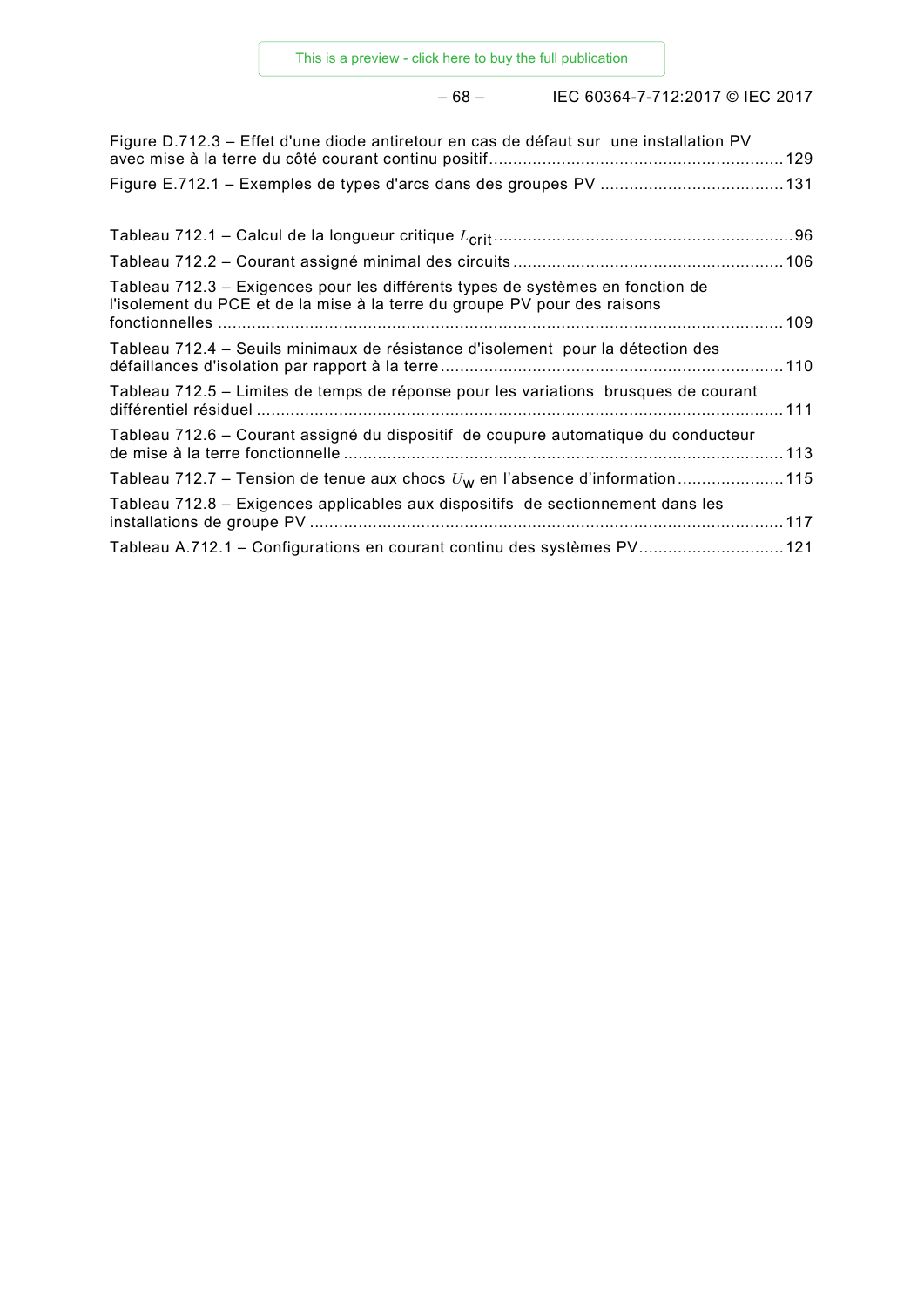Figure D.712.3 – Effet d'une diode antiretour en cas de défaut sur une installation PV avec mise à la terre du côté courant continu positif ........................................................... 129

Figure E.712.1 – Exemples de types d'arcs dans des groupes PV ..................................... 131

Tableau 712.1 – Calcul de la longueur critique $L_{crit}$ ........................................................... 96

Tableau 712.2 – Courant assigné minimal des circuits ....................................................... 106

Tableau 712.3 – Exigences pour les différents types de systèmes en fonction de l'isolement du PCE et de la mise à la terre du groupe PV pour des raisons fonctionnelles ..................................................................................................................... 109

Tableau 712.4 – Seuils minimaux de résistance d'isolement pour la détection des défaillances d'isolation par rapport à la terre ..................................................................... 110

Tableau 712.5 – Limites de temps de réponse pour les variations brusques de courant différentiel résiduel ............................................................................................................ 111

Tableau 712.6 – Courant assigné du dispositif de coupure automatique du conducteur de mise à la terre fonctionnelle .......................................................................................... 113

Tableau 712.7 – Tension de tenue aux chocs $U_W$ en l'absence d'information ..................... 115

Tableau 712.8 – Exigences applicables aux dispositifs de sectionnement dans les installations de groupe PV ................................................................................................ 117

Tableau A.712.1 – Configurations en courant continu des systèmes PV ............................. 121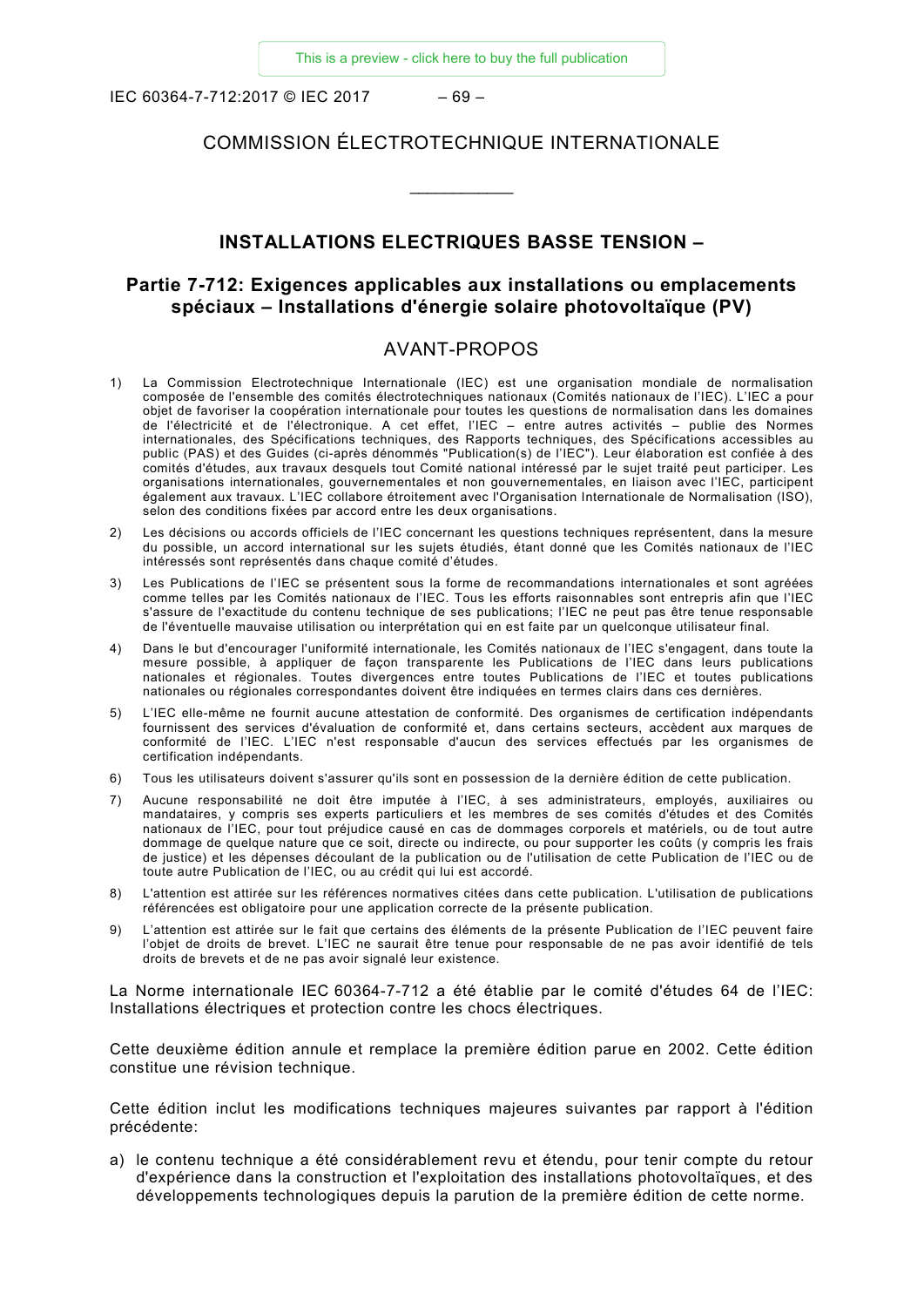COMMISSION ÉLECTROTECHNIQUE INTERNATIONALE

\_\_\_\_\_\_\_\_\_\_\_\_

# INSTALLATIONS ELECTRIQUES BASSE TENSION –

## Partie 7-712: Exigences applicables aux installations ou emplacements spéciaux – Installations d'énergie solaire photovoltaïque (PV)

## AVANT-PROPOS

1) La Commission Electrotechnique Internationale (IEC) est une organisation mondiale de normalisation composée de l'ensemble des comités électrotechniques nationaux (Comités nationaux de l'IEC). L'IEC a pour objet de favoriser la coopération internationale pour toutes les questions de normalisation dans les domaines de l'électricité et de l'électronique. A cet effet, l'IEC – entre autres activités – publie des Normes internationales, des Spécifications techniques, des Rapports techniques, des Spécifications accessibles au public (PAS) et des Guides (ci-après dénommés "Publication(s) de l'IEC"). Leur élaboration est confiée à des comités d'études, aux travaux desquels tout Comité national intéressé par le sujet traité peut participer. Les organisations internationales, gouvernementales et non gouvernementales, en liaison avec l'IEC, participent également aux travaux. L'IEC collabore étroitement avec l'Organisation Internationale de Normalisation (ISO), selon des conditions fixées par accord entre les deux organisations.
2) Les décisions ou accords officiels de l'IEC concernant les questions techniques représentent, dans la mesure du possible, un accord international sur les sujets étudiés, étant donné que les Comités nationaux de l'IEC intéressés sont représentés dans chaque comité d'études.
3) Les Publications de l'IEC se présentent sous la forme de recommandations internationales et sont agréées comme telles par les Comités nationaux de l'IEC. Tous les efforts raisonnables sont entrepris afin que l'IEC s'assure de l'exactitude du contenu technique de ses publications; l'IEC ne peut pas être tenue responsable de l'éventuelle mauvaise utilisation ou interprétation qui en est faite par un quelconque utilisateur final.
4) Dans le but d'encourager l'uniformité internationale, les Comités nationaux de l'IEC s'engagent, dans toute la mesure possible, à appliquer de façon transparente les Publications de l'IEC dans leurs publications nationales et régionales. Toutes divergences entre toutes Publications de l'IEC et toutes publications nationales ou régionales correspondantes doivent être indiquées en termes clairs dans ces dernières.
5) L'IEC elle-même ne fournit aucune attestation de conformité. Des organismes de certification indépendants fournissent des services d'évaluation de conformité et, dans certains secteurs, accèdent aux marques de conformité de l'IEC. L'IEC n'est responsable d'aucun des services effectués par les organismes de certification indépendants.
6) Tous les utilisateurs doivent s'assurer qu'ils sont en possession de la dernière édition de cette publication.
7) Aucune responsabilité ne doit être imputée à l'IEC, à ses administrateurs, employés, auxiliaires ou mandataires, y compris ses experts particuliers et les membres de ses comités d'études et des Comités nationaux de l'IEC, pour tout préjudice causé en cas de dommages corporels et matériels, ou de tout autre dommage de quelque nature que ce soit, directe ou indirecte, ou pour supporter les coûts (y compris les frais de justice) et les dépenses découlant de la publication ou de l'utilisation de cette Publication de l'IEC ou de toute autre Publication de l'IEC, ou au crédit qui lui est accordé.
8) L'attention est attirée sur les références normatives citées dans cette publication. L'utilisation de publications référencées est obligatoire pour une application correcte de la présente publication.
9) L'attention est attirée sur le fait que certains des éléments de la présente Publication de l'IEC peuvent faire l'objet de droits de brevet. L'IEC ne saurait être tenue pour responsable de ne pas avoir identifié de tels droits de brevets et de ne pas avoir signalé leur existence.

La Norme internationale IEC 60364-7-712 a été établie par le comité d'études 64 de l'IEC: Installations électriques et protection contre les chocs électriques.

Cette deuxième édition annule et remplace la première édition parue en 2002. Cette édition constitue une révision technique.

Cette édition inclut les modifications techniques majeures suivantes par rapport à l'édition précédente:

a) le contenu technique a été considérablement revu et étendu, pour tenir compte du retour d'expérience dans la construction et l'exploitation des installations photovoltaïques, et des développements technologiques depuis la parution de la première édition de cette norme.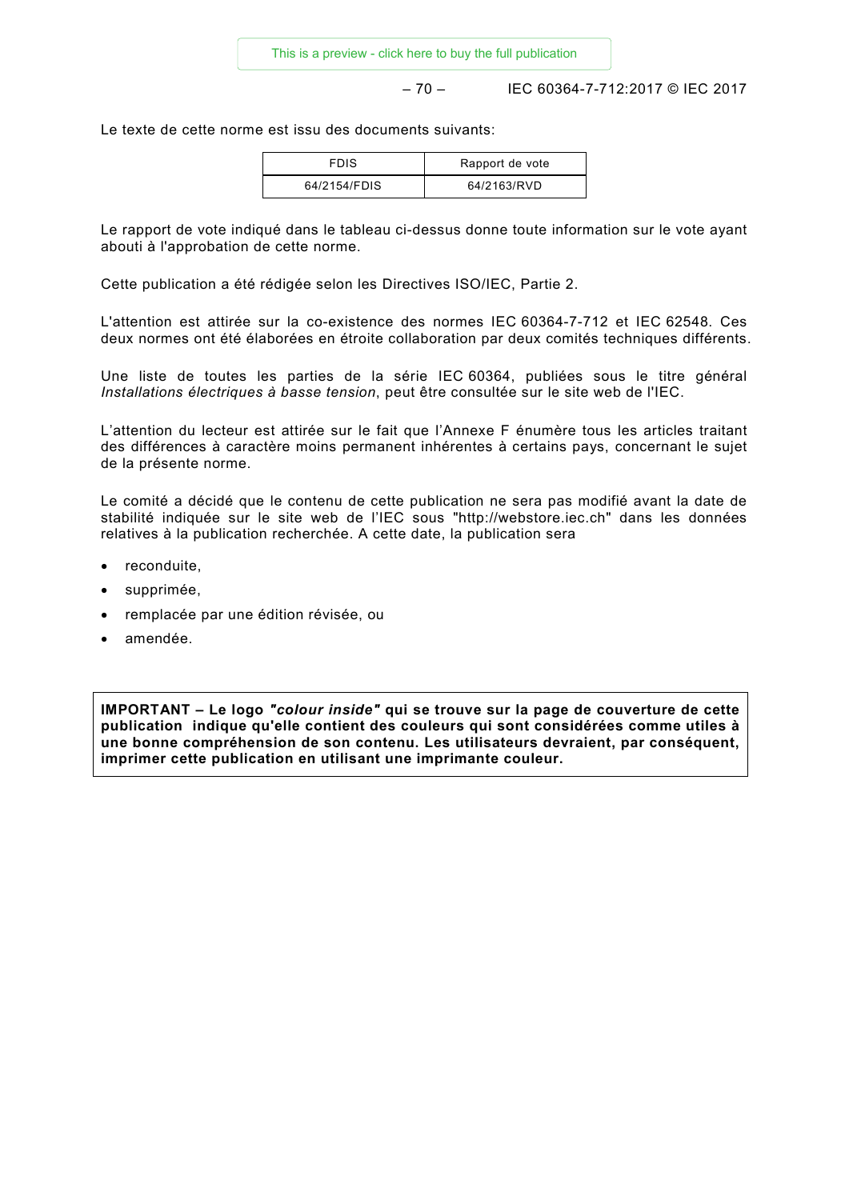Le texte de cette norme est issu des documents suivants:

| FDIS | Rapport de vote |
| --- | --- |
| 64/2154/FDIS | 64/2163/RVD |

Le rapport de vote indiqué dans le tableau ci-dessus donne toute information sur le vote ayant abouti à l'approbation de cette norme.

Cette publication a été rédigée selon les Directives ISO/IEC, Partie 2.

L'attention est attirée sur la co-existence des normes IEC 60364-7-712 et IEC 62548. Ces deux normes ont été élaborées en étroite collaboration par deux comités techniques différents.

Une liste de toutes les parties de la série IEC 60364, publiées sous le titre général *Installations électriques à basse tension*, peut être consultée sur le site web de l'IEC.

L'attention du lecteur est attirée sur le fait que l'Annexe F énumère tous les articles traitant des différences à caractère moins permanent inhérentes à certains pays, concernant le sujet de la présente norme.

Le comité a décidé que le contenu de cette publication ne sera pas modifié avant la date de stabilité indiquée sur le site web de l'IEC sous "http://webstore.iec.ch" dans les données relatives à la publication recherchée. A cette date, la publication sera

- reconduite,
- supprimée,
- remplacée par une édition révisée, ou
- amendée.

**IMPORTANT – Le logo *"colour inside"* qui se trouve sur la page de couverture de cette publication indique qu'elle contient des couleurs qui sont considérées comme utiles à une bonne compréhension de son contenu. Les utilisateurs devraient, par conséquent, imprimer cette publication en utilisant une imprimante couleur.**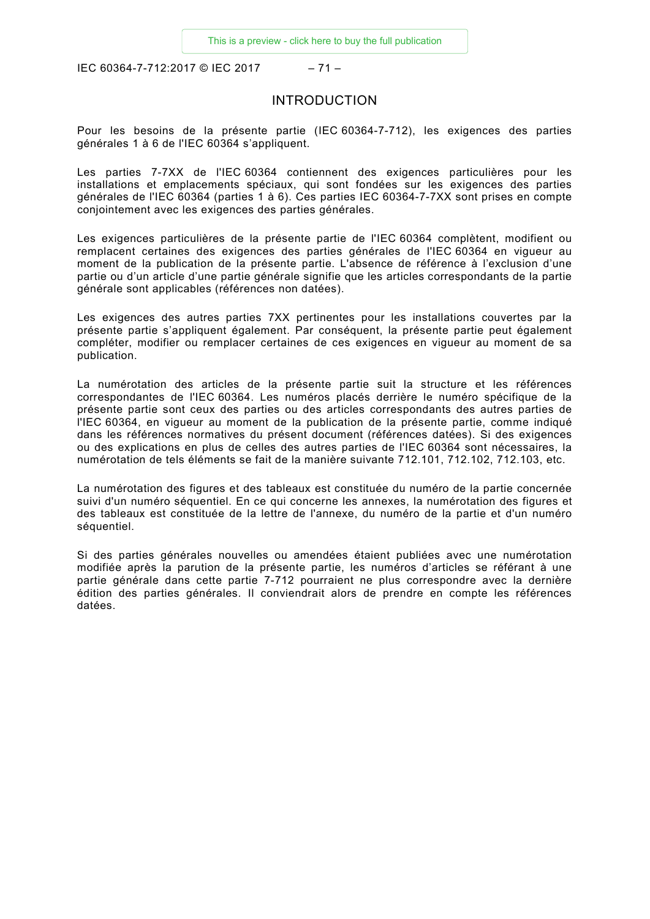# INTRODUCTION

Pour les besoins de la présente partie (IEC 60364-7-712), les exigences des parties générales 1 à 6 de l'IEC 60364 s'appliquent.

Les parties 7-7XX de l'IEC 60364 contiennent des exigences particulières pour les installations et emplacements spéciaux, qui sont fondées sur les exigences des parties générales de l'IEC 60364 (parties 1 à 6). Ces parties IEC 60364-7-7XX sont prises en compte conjointement avec les exigences des parties générales.

Les exigences particulières de la présente partie de l'IEC 60364 complètent, modifient ou remplacent certaines des exigences des parties générales de l'IEC 60364 en vigueur au moment de la publication de la présente partie. L'absence de référence à l'exclusion d'une partie ou d'un article d'une partie générale signifie que les articles correspondants de la partie générale sont applicables (références non datées).

Les exigences des autres parties 7XX pertinentes pour les installations couvertes par la présente partie s'appliquent également. Par conséquent, la présente partie peut également compléter, modifier ou remplacer certaines de ces exigences en vigueur au moment de sa publication.

La numérotation des articles de la présente partie suit la structure et les références correspondantes de l'IEC 60364. Les numéros placés derrière le numéro spécifique de la présente partie sont ceux des parties ou des articles correspondants des autres parties de l'IEC 60364, en vigueur au moment de la publication de la présente partie, comme indiqué dans les références normatives du présent document (références datées). Si des exigences ou des explications en plus de celles des autres parties de l'IEC 60364 sont nécessaires, la numérotation de tels éléments se fait de la manière suivante 712.101, 712.102, 712.103, etc.

La numérotation des figures et des tableaux est constituée du numéro de la partie concernée suivi d'un numéro séquentiel. En ce qui concerne les annexes, la numérotation des figures et des tableaux est constituée de la lettre de l'annexe, du numéro de la partie et d'un numéro séquentiel.

Si des parties générales nouvelles ou amendées étaient publiées avec une numérotation modifiée après la parution de la présente partie, les numéros d'articles se référant à une partie générale dans cette partie 7-712 pourraient ne plus correspondre avec la dernière édition des parties générales. Il conviendrait alors de prendre en compte les références datées.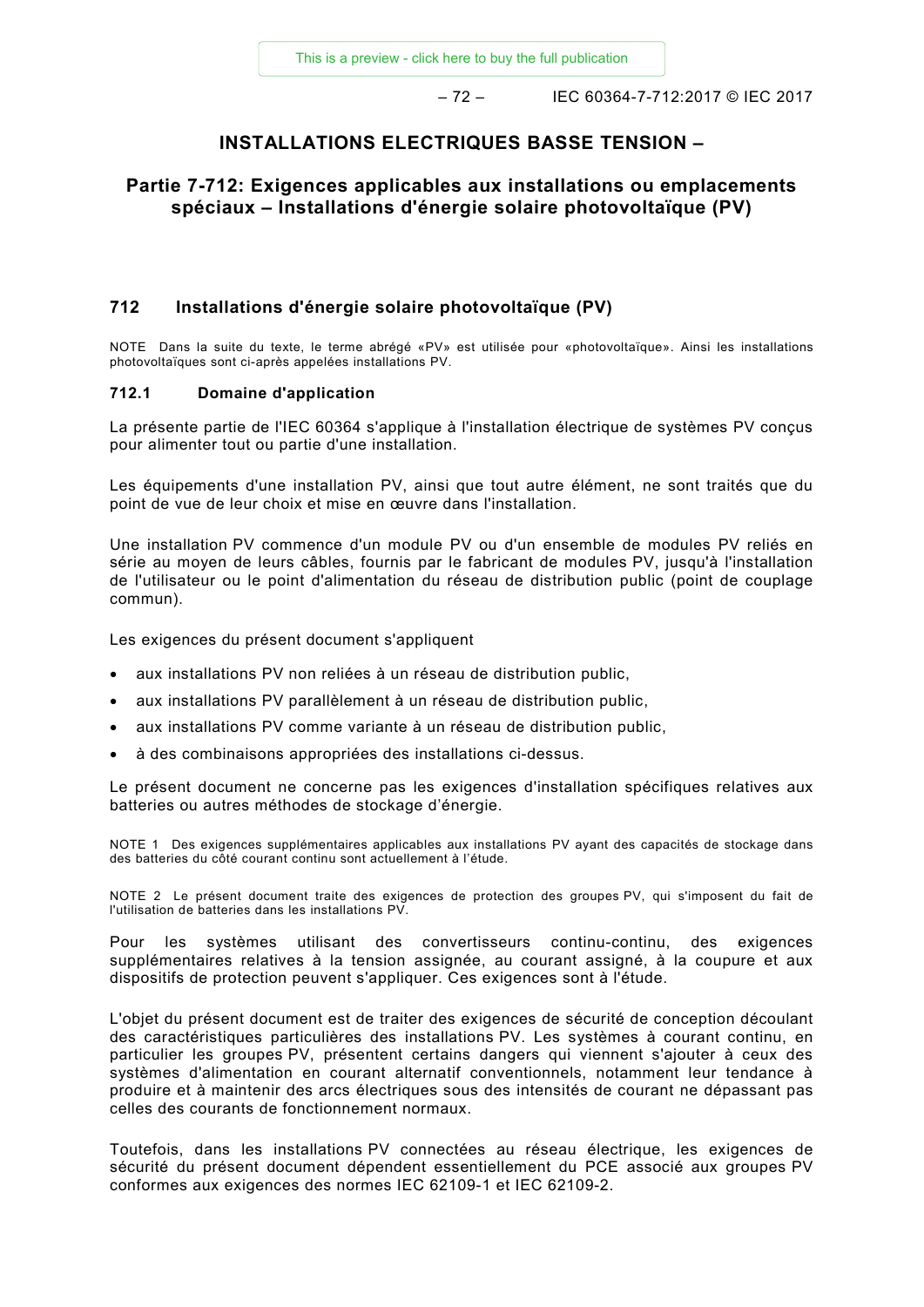# INSTALLATIONS ELECTRIQUES BASSE TENSION –

## Partie 7-712: Exigences applicables aux installations ou emplacements spéciaux – Installations d'énergie solaire photovoltaïque (PV)

## 712 Installations d'énergie solaire photovoltaïque (PV)

NOTE Dans la suite du texte, le terme abrégé «PV» est utilisée pour «photovoltaïque». Ainsi les installations photovoltaïques sont ci-après appelées installations PV.

### 712.1 Domaine d'application

La présente partie de l'IEC 60364 s'applique à l'installation électrique de systèmes PV conçus pour alimenter tout ou partie d'une installation.

Les équipements d'une installation PV, ainsi que tout autre élément, ne sont traités que du point de vue de leur choix et mise en œuvre dans l'installation.

Une installation PV commence d'un module PV ou d'un ensemble de modules PV reliés en série au moyen de leurs câbles, fournis par le fabricant de modules PV, jusqu'à l'installation de l'utilisateur ou le point d'alimentation du réseau de distribution public (point de couplage commun).

Les exigences du présent document s'appliquent

- aux installations PV non reliées à un réseau de distribution public,
- aux installations PV parallèlement à un réseau de distribution public,
- aux installations PV comme variante à un réseau de distribution public,
- à des combinaisons appropriées des installations ci-dessus.

Le présent document ne concerne pas les exigences d'installation spécifiques relatives aux batteries ou autres méthodes de stockage d'énergie.

NOTE 1 Des exigences supplémentaires applicables aux installations PV ayant des capacités de stockage dans des batteries du côté courant continu sont actuellement à l'étude.

NOTE 2 Le présent document traite des exigences de protection des groupes PV, qui s'imposent du fait de l'utilisation de batteries dans les installations PV.

Pour les systèmes utilisant des convertisseurs continu-continu, des exigences supplémentaires relatives à la tension assignée, au courant assigné, à la coupure et aux dispositifs de protection peuvent s'appliquer. Ces exigences sont à l'étude.

L'objet du présent document est de traiter des exigences de sécurité de conception découlant des caractéristiques particulières des installations PV. Les systèmes à courant continu, en particulier les groupes PV, présentent certains dangers qui viennent s'ajouter à ceux des systèmes d'alimentation en courant alternatif conventionnels, notamment leur tendance à produire et à maintenir des arcs électriques sous des intensités de courant ne dépassant pas celles des courants de fonctionnement normaux.

Toutefois, dans les installations PV connectées au réseau électrique, les exigences de sécurité du présent document dépendent essentiellement du PCE associé aux groupes PV conformes aux exigences des normes IEC 62109-1 et IEC 62109-2.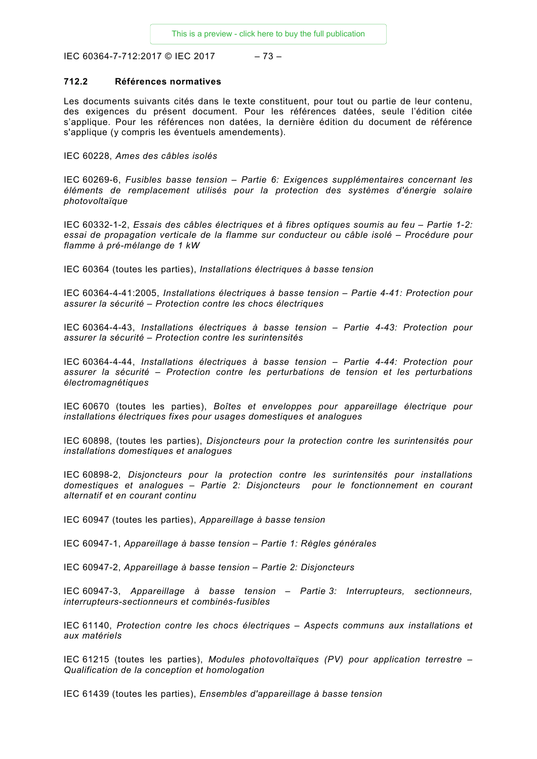## 712.2 Références normatives

Les documents suivants cités dans le texte constituent, pour tout ou partie de leur contenu, des exigences du présent document. Pour les références datées, seule l'édition citée s'applique. Pour les références non datées, la dernière édition du document de référence s'applique (y compris les éventuels amendements).

IEC 60228, *Ames des câbles isolés*

IEC 60269-6, *Fusibles basse tension – Partie 6: Exigences supplémentaires concernant les éléments de remplacement utilisés pour la protection des systèmes d'énergie solaire photovoltaïque*

IEC 60332-1-2, *Essais des câbles électriques et à fibres optiques soumis au feu – Partie 1-2: essai de propagation verticale de la flamme sur conducteur ou câble isolé – Procédure pour flamme à pré-mélange de 1 kW*

IEC 60364 (toutes les parties), *Installations électriques à basse tension*

IEC 60364-4-41:2005, *Installations électriques à basse tension – Partie 4-41: Protection pour assurer la sécurité – Protection contre les chocs électriques*

IEC 60364-4-43, *Installations électriques à basse tension – Partie 4-43: Protection pour assurer la sécurité – Protection contre les surintensités*

IEC 60364-4-44, *Installations électriques à basse tension – Partie 4-44: Protection pour assurer la sécurité – Protection contre les perturbations de tension et les perturbations électromagnétiques*

IEC 60670 (toutes les parties), *Boîtes et enveloppes pour appareillage électrique pour installations électriques fixes pour usages domestiques et analogues*

IEC 60898, (toutes les parties), *Disjoncteurs pour la protection contre les surintensités pour installations domestiques et analogues*

IEC 60898-2, *Disjoncteurs pour la protection contre les surintensités pour installations domestiques et analogues – Partie 2: Disjoncteurs pour le fonctionnement en courant alternatif et en courant continu*

IEC 60947 (toutes les parties), *Appareillage à basse tension*

IEC 60947-1, *Appareillage à basse tension – Partie 1: Règles générales*

IEC 60947-2, *Appareillage à basse tension – Partie 2: Disjoncteurs*

IEC 60947-3, *Appareillage à basse tension – Partie 3: Interrupteurs, sectionneurs, interrupteurs-sectionneurs et combinés-fusibles*

IEC 61140, *Protection contre les chocs électriques – Aspects communs aux installations et aux matériels*

IEC 61215 (toutes les parties), *Modules photovoltaïques (PV) pour application terrestre – Qualification de la conception et homologation*

IEC 61439 (toutes les parties), *Ensembles d'appareillage à basse tension*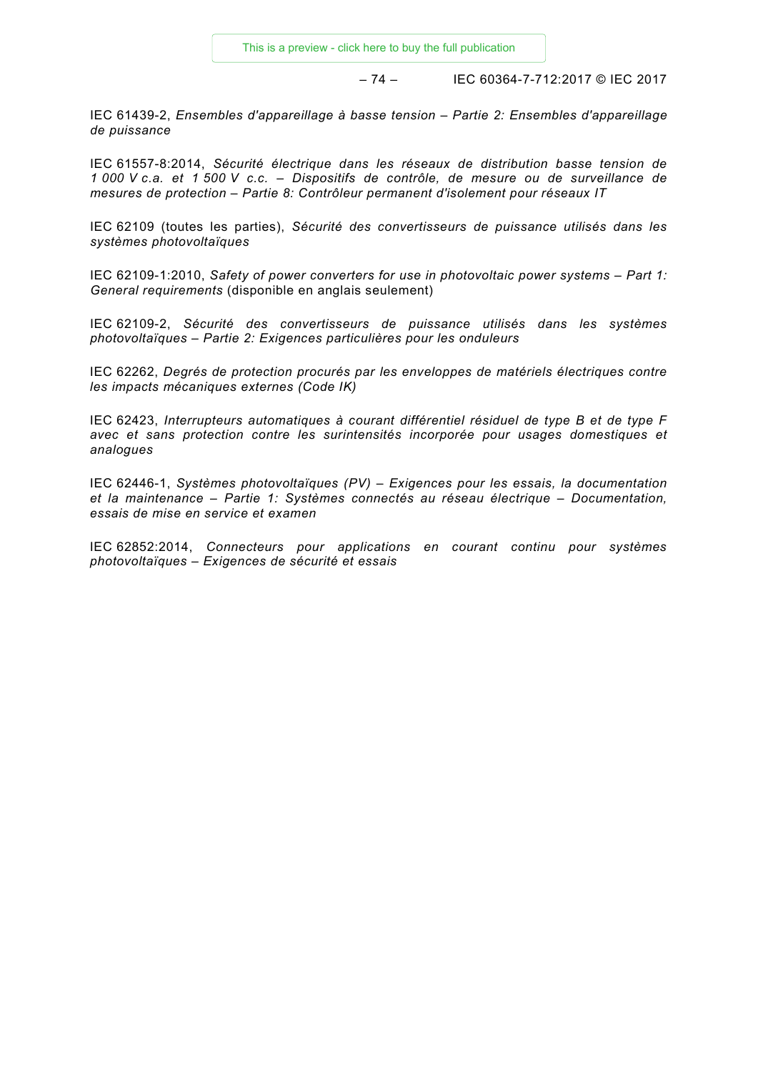IEC 61439-2, *Ensembles d'appareillage à basse tension – Partie 2: Ensembles d'appareillage de puissance*

IEC 61557-8:2014, *Sécurité électrique dans les réseaux de distribution basse tension de 1 000 V c.a. et 1 500 V c.c. – Dispositifs de contrôle, de mesure ou de surveillance de mesures de protection – Partie 8: Contrôleur permanent d'isolement pour réseaux IT*

IEC 62109 (toutes les parties), *Sécurité des convertisseurs de puissance utilisés dans les systèmes photovoltaïques*

IEC 62109-1:2010, *Safety of power converters for use in photovoltaic power systems – Part 1: General requirements* (disponible en anglais seulement)

IEC 62109-2, *Sécurité des convertisseurs de puissance utilisés dans les systèmes photovoltaïques – Partie 2: Exigences particulières pour les onduleurs*

IEC 62262, *Degrés de protection procurés par les enveloppes de matériels électriques contre les impacts mécaniques externes (Code IK)*

IEC 62423, *Interrupteurs automatiques à courant différentiel résiduel de type B et de type F avec et sans protection contre les surintensités incorporée pour usages domestiques et analogues*

IEC 62446-1, *Systèmes photovoltaïques (PV) – Exigences pour les essais, la documentation et la maintenance – Partie 1: Systèmes connectés au réseau électrique – Documentation, essais de mise en service et examen*

IEC 62852:2014, *Connecteurs pour applications en courant continu pour systèmes photovoltaïques – Exigences de sécurité et essais*